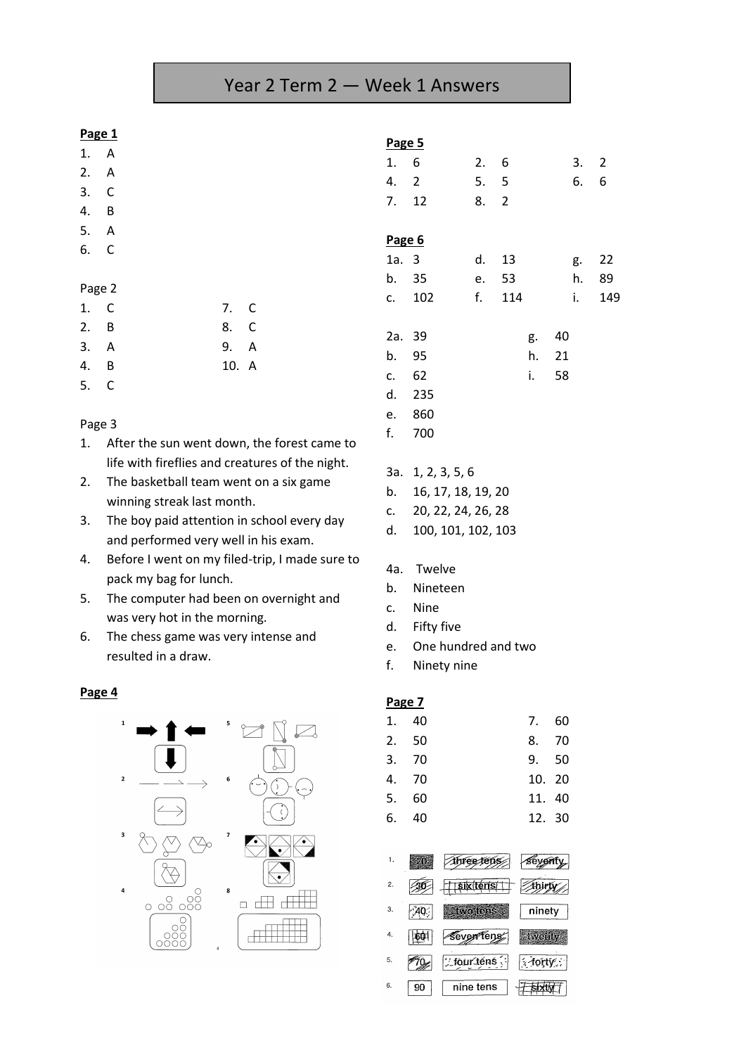# Year 2 Term 2 — Week 1 Answers

**Page 1**

1. A
2. A
3. C
4. B
5. A
6. C

Page 2

| | | | |
|---|---|---|---|
| 1. | C | 7. | C |
| 2. | B | 8. | C |
| 3. | A | 9. | A |
| 4. | B | 10. | A |
| 5. | C | | |

Page 3

1. After the sun went down, the forest came to life with fireflies and creatures of the night.
2. The basketball team went on a six game winning streak last month.
3. The boy paid attention in school every day and performed very well in his exam.
4. Before I went on my filed-trip, I made sure to pack my bag for lunch.
5. The computer had been on overnight and was very hot in the morning.
6. The chess game was very intense and resulted in a draw.

**Page 4**

**Page 5**

| | | | | | |
|---|---|---|---|---|---|
| 1. | 6 | 2. | 6 | 3. | 2 |
| 4. | 2 | 5. | 5 | 6. | 6 |
| 7. | 12 | 8. | 2 | | |

**Page 6**

| | | | | | |
|---|---|---|---|---|---|
| 1a. | 3 | d. | 13 | g. | 22 |
| b. | 35 | e. | 53 | h. | 89 |
| c. | 102 | f. | 114 | i. | 149 |

| | | | |
|---|---|---|---|
| 2a. | 39 | g. | 40 |
| b. | 95 | h. | 21 |
| c. | 62 | i. | 58 |
| d. | 235 | | |
| e. | 860 | | |
| f. | 700 | | |

3a. 1, 2, 3, 5, 6
b. 16, 17, 18, 19, 20
c. 20, 22, 24, 26, 28
d. 100, 101, 102, 103

4a. Twelve
b. Nineteen
c. Nine
d. Fifty five
e. One hundred and two
f. Ninety nine

**Page 7**

| | | | |
|---|---|---|---|
| 1. | 40 | 7. | 60 |
| 2. | 50 | 8. | 70 |
| 3. | 70 | 9. | 50 |
| 4. | 70 | 10. | 20 |
| 5. | 60 | 11. | 40 |
| 6. | 40 | 12. | 30 |

| | | | |
|---|---|---|---|
| 1. | 20 | three tens | seventy |
| 2. | 30 | six tens | thirty |
| 3. | 40 | two tens | ninety |
| 4. | 60 | seven tens | twenty |
| 5. | 70 | four tens | forty |
| 6. | 90 | nine tens | sixty |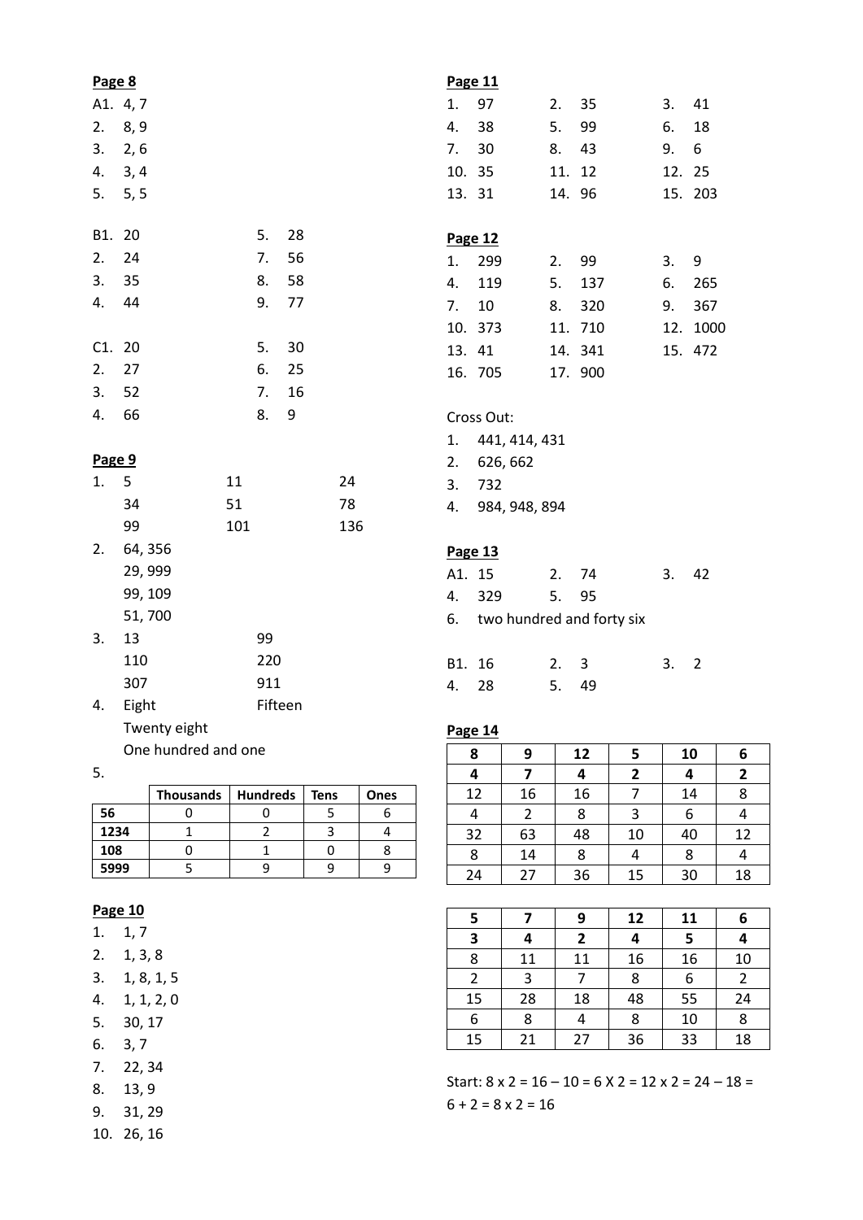**Page 8**

A1. 4, 7
2. 8, 9
3. 2, 6
4. 3, 4
5. 5, 5

B1. 20
2. 24
3. 35
4. 44
5. 28
7. 56
8. 58
9. 77

C1. 20
2. 27
3. 52
4. 66
5. 30
6. 25
7. 16
8. 9

**Page 9**

1. 5 11 24
   34 51 78
   99 101 136
2. 64, 356
   29, 999
   99, 109
   51, 700
3. 13 99
   110 220
   307 911
4. Eight Fifteen
   Twenty eight
   One hundred and one
5.

| | Thousands | Hundreds | Tens | Ones |
|---|---|---|---|---|
| **56** | 0 | 0 | 5 | 6 |
| **1234** | 1 | 2 | 3 | 4 |
| **108** | 0 | 1 | 0 | 8 |
| **5999** | 5 | 9 | 9 | 9 |

**Page 10**

1. 1, 7
2. 1, 3, 8
3. 1, 8, 1, 5
4. 1, 1, 2, 0
5. 30, 17
6. 3, 7
7. 22, 34
8. 13, 9
9. 31, 29
10. 26, 16

**Page 11**

1. 97
2. 35
3. 41
4. 38
5. 99
6. 18
7. 30
8. 43
9. 6
10. 35
11. 12
12. 25
13. 31
14. 96
15. 203

**Page 12**

1. 299
2. 99
3. 9
4. 119
5. 137
6. 265
7. 10
8. 320
9. 367
10. 373
11. 710
12. 1000
13. 41
14. 341
15. 472
16. 705
17. 900

Cross Out:

1. 441, 414, 431
2. 626, 662
3. 732
4. 984, 948, 894

**Page 13**

A1. 15
2. 74
3. 42
4. 329
5. 95
6. two hundred and forty six

B1. 16
2. 3
3. 2
4. 28
5. 49

**Page 14**

| | | | | | |
|---|---|---|---|---|---|
| **8** | **9** | **12** | **5** | **10** | **6** |
| **4** | **7** | **4** | **2** | **4** | **2** |
| 12 | 16 | 16 | 7 | 14 | 8 |
| 4 | 2 | 8 | 3 | 6 | 4 |
| 32 | 63 | 48 | 10 | 40 | 12 |
| 8 | 14 | 8 | 4 | 8 | 4 |
| 24 | 27 | 36 | 15 | 30 | 18 |

| | | | | | |
|---|---|---|---|---|---|
| **5** | **7** | **9** | **12** | **11** | **6** |
| **3** | **4** | **2** | **4** | **5** | **4** |
| 8 | 11 | 11 | 16 | 16 | 10 |
| 2 | 3 | 7 | 8 | 6 | 2 |
| 15 | 28 | 18 | 48 | 55 | 24 |
| 6 | 8 | 4 | 8 | 10 | 8 |
| 15 | 21 | 27 | 36 | 33 | 18 |

Start: 8 x 2 = 16 – 10 = 6 X 2 = 12 x 2 = 24 – 18 = 6 + 2 = 8 x 2 = 16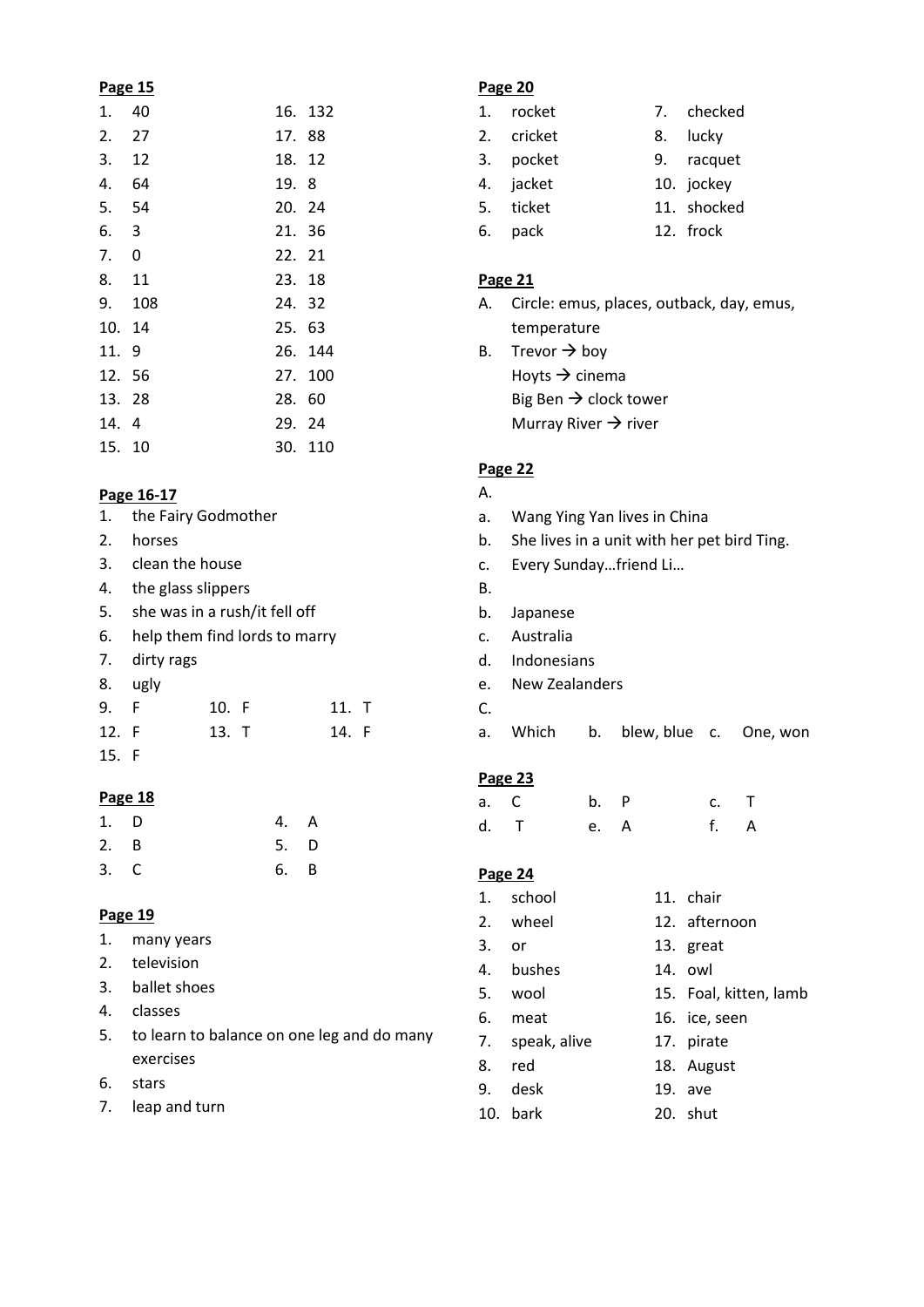**Page 15**

1. 40
2. 27
3. 12
4. 64
5. 54
6. 3
7. 0
8. 11
9. 108
10. 14
11. 9
12. 56
13. 28
14. 4
15. 10
16. 132
17. 88
18. 12
19. 8
20. 24
21. 36
22. 21
23. 18
24. 32
25. 63
26. 144
27. 100
28. 60
29. 24
30. 110

**Page 16-17**

1. the Fairy Godmother
2. horses
3. clean the house
4. the glass slippers
5. she was in a rush/it fell off
6. help them find lords to marry
7. dirty rags
8. ugly
9. F
10. F
11. T
12. F
13. T
14. F
15. F

**Page 18**

1. D
2. B
3. C
4. A
5. D
6. B

**Page 19**

1. many years
2. television
3. ballet shoes
4. classes
5. to learn to balance on one leg and do many exercises
6. stars
7. leap and turn

**Page 20**

1. rocket
2. cricket
3. pocket
4. jacket
5. ticket
6. pack
7. checked
8. lucky
9. racquet
10. jockey
11. shocked
12. frock

**Page 21**

A. Circle: emus, places, outback, day, emus, temperature

B. Trevor → boy
   Hoyts → cinema
   Big Ben → clock tower
   Murray River → river

**Page 22**

A.

a. Wang Ying Yan lives in China
b. She lives in a unit with her pet bird Ting.
c. Every Sunday…friend Li…

B.

b. Japanese
c. Australia
d. Indonesians
e. New Zealanders

C.

a. Which b. blew, blue c. One, won

**Page 23**

a. C b. P c. T
d. T e. A f. A

**Page 24**

1. school
2. wheel
3. or
4. bushes
5. wool
6. meat
7. speak, alive
8. red
9. desk
10. bark
11. chair
12. afternoon
13. great
14. owl
15. Foal, kitten, lamb
16. ice, seen
17. pirate
18. August
19. ave
20. shut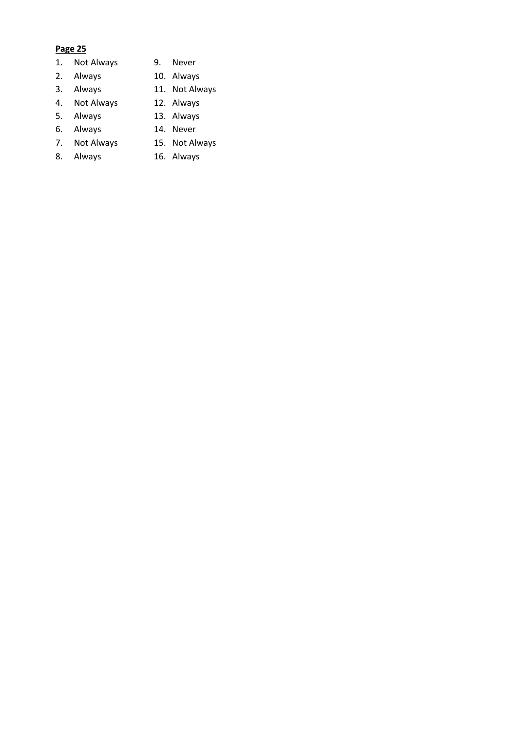**Page 25**

1. Not Always
2. Always
3. Always
4. Not Always
5. Always
6. Always
7. Not Always
8. Always
9. Never
10. Always
11. Not Always
12. Always
13. Always
14. Never
15. Not Always
16. Always